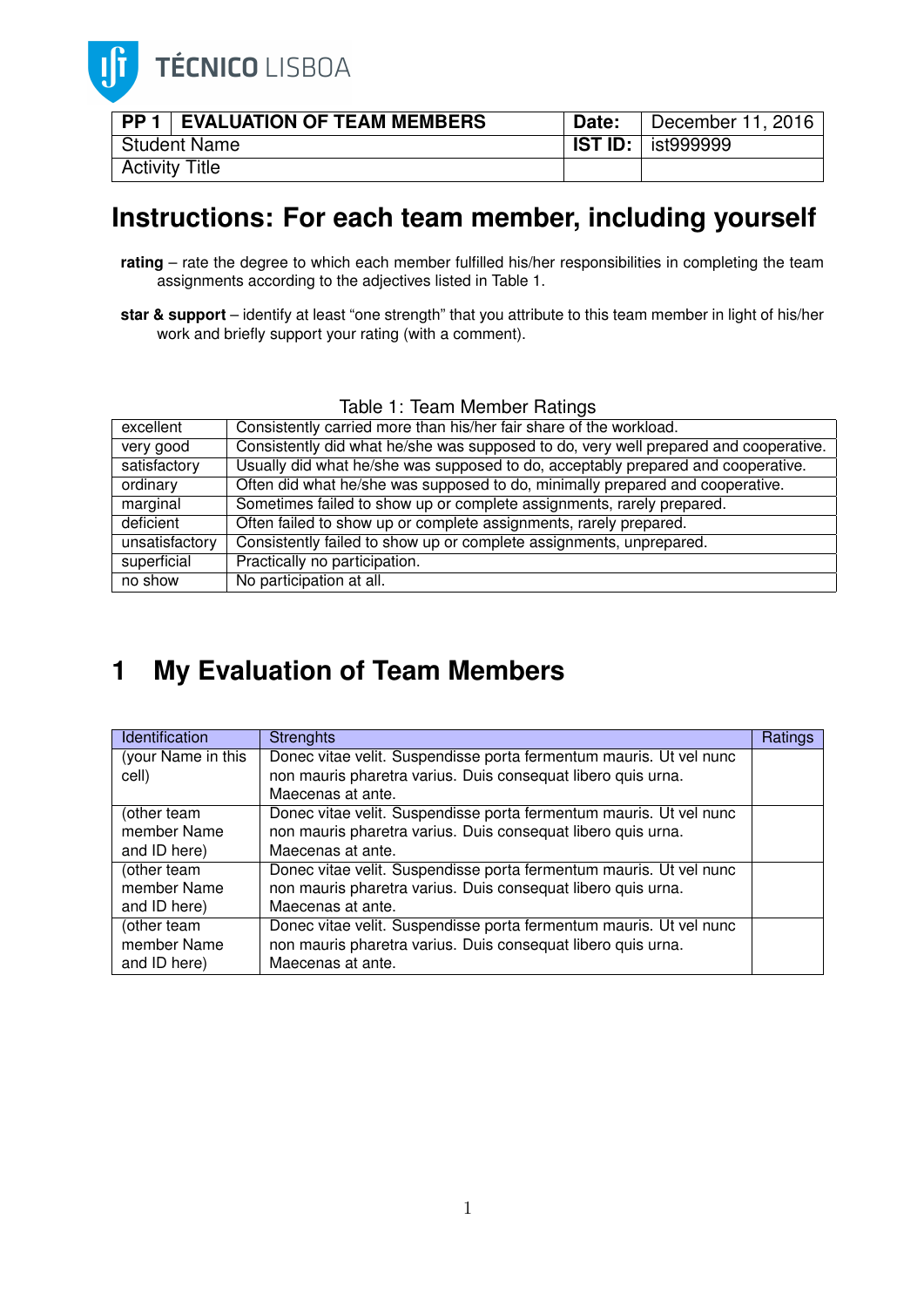TÉCNICO LISBOA

| PP 1 | EVALUATION OF TEAM MEMBERS | Date: | December 11, 2016 |
|---|---|---|---|
| Student Name | | IST ID: | ist999999 |
| Activity Title | | | |

# Instructions: For each team member, including yourself

**rating** – rate the degree to which each member fulfilled his/her responsibilities in completing the team assignments according to the adjectives listed in Table 1.

**star & support** – identify at least "one strength" that you attribute to this team member in light of his/her work and briefly support your rating (with a comment).

Table 1: Team Member Ratings

| | |
|---|---|
| excellent | Consistently carried more than his/her fair share of the workload. |
| very good | Consistently did what he/she was supposed to do, very well prepared and cooperative. |
| satisfactory | Usually did what he/she was supposed to do, acceptably prepared and cooperative. |
| ordinary | Often did what he/she was supposed to do, minimally prepared and cooperative. |
| marginal | Sometimes failed to show up or complete assignments, rarely prepared. |
| deficient | Often failed to show up or complete assignments, rarely prepared. |
| unsatisfactory | Consistently failed to show up or complete assignments, unprepared. |
| superficial | Practically no participation. |
| no show | No participation at all. |

## 1 My Evaluation of Team Members

| Identification | Strenghts | Ratings |
|---|---|---|
| (your Name in this cell) | Donec vitae velit. Suspendisse porta fermentum mauris. Ut vel nunc non mauris pharetra varius. Duis consequat libero quis urna. Maecenas at ante. | |
| (other team member Name and ID here) | Donec vitae velit. Suspendisse porta fermentum mauris. Ut vel nunc non mauris pharetra varius. Duis consequat libero quis urna. Maecenas at ante. | |
| (other team member Name and ID here) | Donec vitae velit. Suspendisse porta fermentum mauris. Ut vel nunc non mauris pharetra varius. Duis consequat libero quis urna. Maecenas at ante. | |
| (other team member Name and ID here) | Donec vitae velit. Suspendisse porta fermentum mauris. Ut vel nunc non mauris pharetra varius. Duis consequat libero quis urna. Maecenas at ante. | |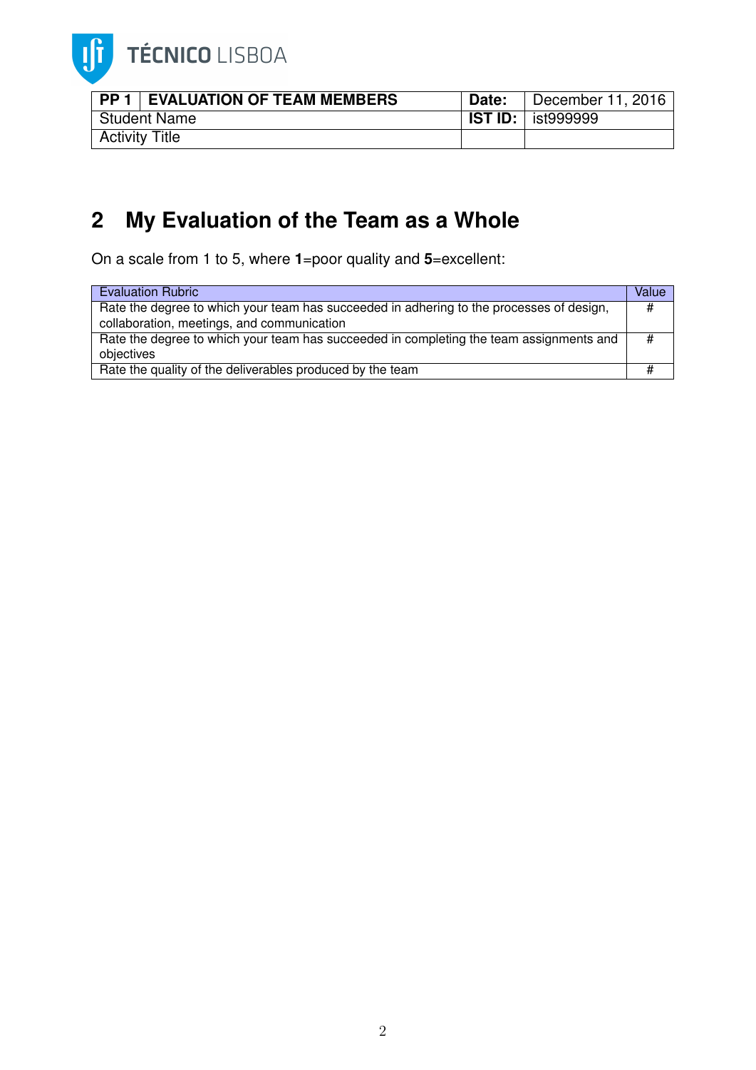| PP 1 | EVALUATION OF TEAM MEMBERS | Date: | December 11, 2016 |
|---|---|---|---|
| Student Name | | IST ID: | ist999999 |
| Activity Title | | | |

## 2 My Evaluation of the Team as a Whole

On a scale from 1 to 5, where **1**=poor quality and **5**=excellent:

| Evaluation Rubric | Value |
|---|---|
| Rate the degree to which your team has succeeded in adhering to the processes of design, collaboration, meetings, and communication | # |
| Rate the degree to which your team has succeeded in completing the team assignments and objectives | # |
| Rate the quality of the deliverables produced by the team | # |